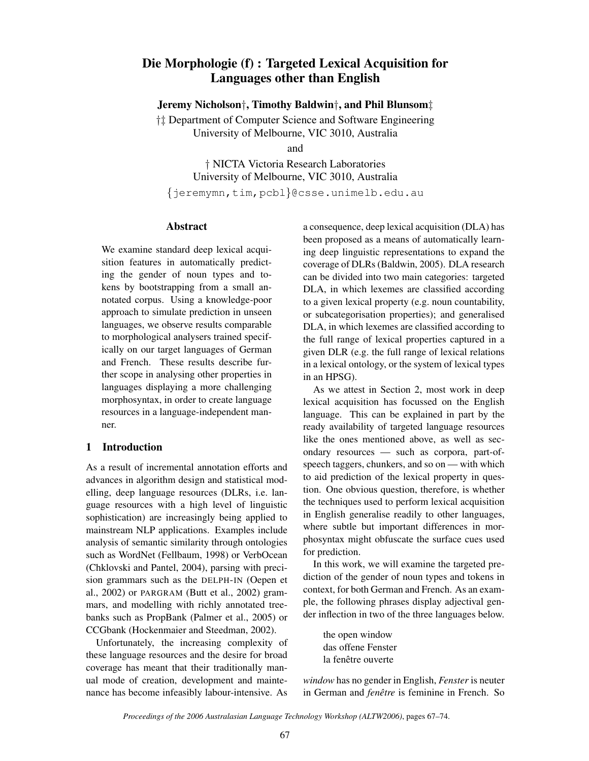# Die Morphologie (f) : Targeted Lexical Acquisition for Languages other than English

**Jeremy Nicholson†, Timothy Baldwin†, and Phil Blunsom‡**

†‡ Department of Computer Science and Software Engineering
University of Melbourne, VIC 3010, Australia

and

† NICTA Victoria Research Laboratories
University of Melbourne, VIC 3010, Australia

{jeremymn,tim,pcbl}@csse.unimelb.edu.au

## Abstract

We examine standard deep lexical acquisition features in automatically predicting the gender of noun types and tokens by bootstrapping from a small annotated corpus. Using a knowledge-poor approach to simulate prediction in unseen languages, we observe results comparable to morphological analysers trained specifically on our target languages of German and French. These results describe further scope in analysing other properties in languages displaying a more challenging morphosyntax, in order to create language resources in a language-independent manner.

## 1 Introduction

As a result of incremental annotation efforts and advances in algorithm design and statistical modelling, deep language resources (DLRs, i.e. language resources with a high level of linguistic sophistication) are increasingly being applied to mainstream NLP applications. Examples include analysis of semantic similarity through ontologies such as WordNet (Fellbaum, 1998) or VerbOcean (Chklovski and Pantel, 2004), parsing with precision grammars such as the DELPH-IN (Oepen et al., 2002) or PARGRAM (Butt et al., 2002) grammars, and modelling with richly annotated treebanks such as PropBank (Palmer et al., 2005) or CCGbank (Hockenmaier and Steedman, 2002).

Unfortunately, the increasing complexity of these language resources and the desire for broad coverage has meant that their traditionally manual mode of creation, development and maintenance has become infeasibly labour-intensive. As a consequence, deep lexical acquisition (DLA) has been proposed as a means of automatically learning deep linguistic representations to expand the coverage of DLRs (Baldwin, 2005). DLA research can be divided into two main categories: targeted DLA, in which lexemes are classified according to a given lexical property (e.g. noun countability, or subcategorisation properties); and generalised DLA, in which lexemes are classified according to the full range of lexical properties captured in a given DLR (e.g. the full range of lexical relations in a lexical ontology, or the system of lexical types in an HPSG).

As we attest in Section 2, most work in deep lexical acquisition has focussed on the English language. This can be explained in part by the ready availability of targeted language resources like the ones mentioned above, as well as secondary resources — such as corpora, part-of-speech taggers, chunkers, and so on — with which to aid prediction of the lexical property in question. One obvious question, therefore, is whether the techniques used to perform lexical acquisition in English generalise readily to other languages, where subtle but important differences in morphosyntax might obfuscate the surface cues used for prediction.

In this work, we will examine the targeted prediction of the gender of noun types and tokens in context, for both German and French. As an example, the following phrases display adjectival gender inflection in two of the three languages below.

> the open window
> das offene Fenster
> la fenêtre ouverte

*window* has no gender in English, *Fenster* is neuter in German and *fenêtre* is feminine in French. So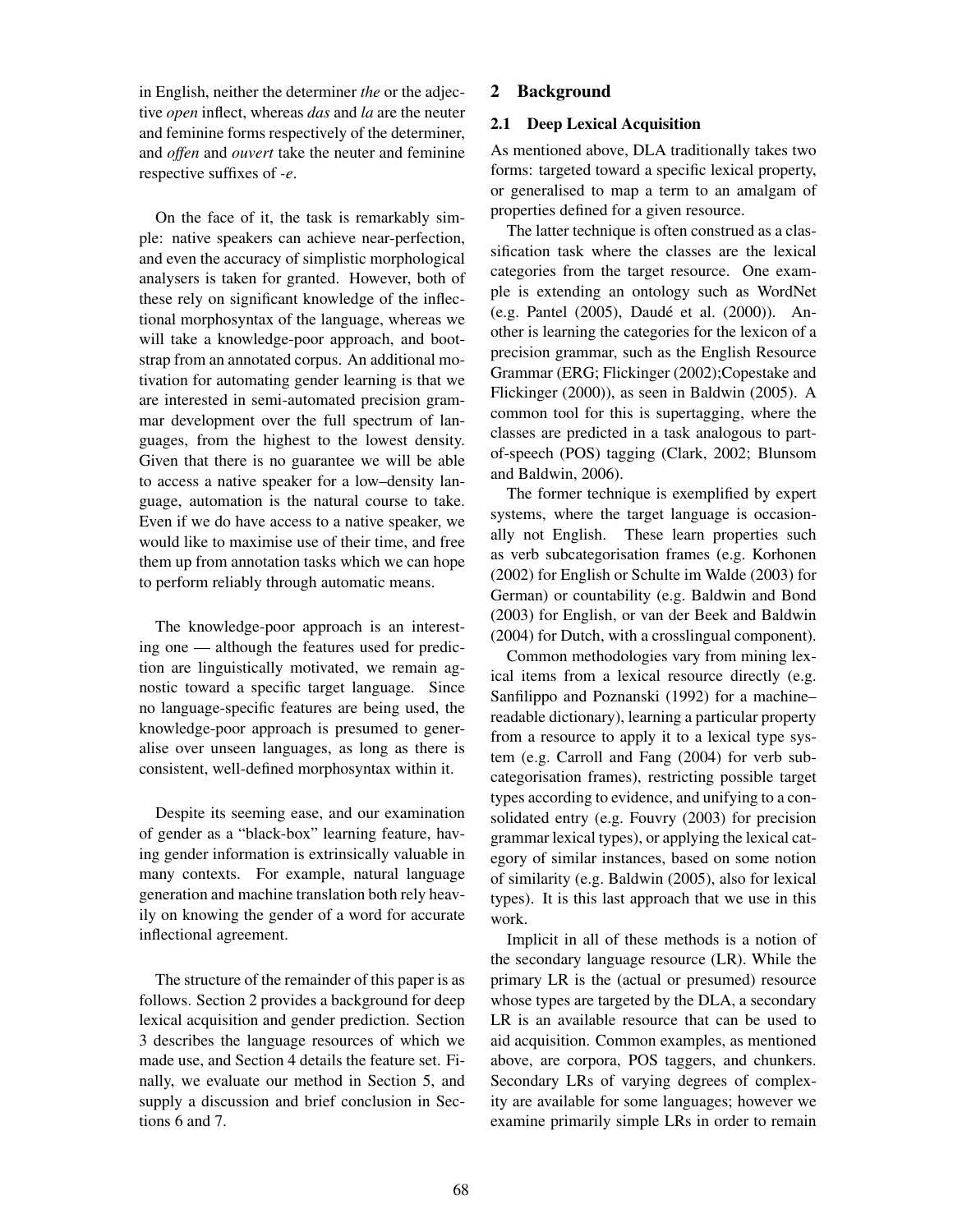in English, neither the determiner *the* or the adjective *open* inflect, whereas *das* and *la* are the neuter and feminine forms respectively of the determiner, and *offen* and *ouvert* take the neuter and feminine respective suffixes of *-e*.

On the face of it, the task is remarkably simple: native speakers can achieve near-perfection, and even the accuracy of simplistic morphological analysers is taken for granted. However, both of these rely on significant knowledge of the inflectional morphosyntax of the language, whereas we will take a knowledge-poor approach, and bootstrap from an annotated corpus. An additional motivation for automating gender learning is that we are interested in semi-automated precision grammar development over the full spectrum of languages, from the highest to the lowest density. Given that there is no guarantee we will be able to access a native speaker for a low–density language, automation is the natural course to take. Even if we do have access to a native speaker, we would like to maximise use of their time, and free them up from annotation tasks which we can hope to perform reliably through automatic means.

The knowledge-poor approach is an interesting one — although the features used for prediction are linguistically motivated, we remain agnostic toward a specific target language. Since no language-specific features are being used, the knowledge-poor approach is presumed to generalise over unseen languages, as long as there is consistent, well-defined morphosyntax within it.

Despite its seeming ease, and our examination of gender as a "black-box" learning feature, having gender information is extrinsically valuable in many contexts. For example, natural language generation and machine translation both rely heavily on knowing the gender of a word for accurate inflectional agreement.

The structure of the remainder of this paper is as follows. Section 2 provides a background for deep lexical acquisition and gender prediction. Section 3 describes the language resources of which we made use, and Section 4 details the feature set. Finally, we evaluate our method in Section 5, and supply a discussion and brief conclusion in Sections 6 and 7.

## 2 Background

### 2.1 Deep Lexical Acquisition

As mentioned above, DLA traditionally takes two forms: targeted toward a specific lexical property, or generalised to map a term to an amalgam of properties defined for a given resource.

The latter technique is often construed as a classification task where the classes are the lexical categories from the target resource. One example is extending an ontology such as WordNet (e.g. Pantel (2005), Daudé et al. (2000)). Another is learning the categories for the lexicon of a precision grammar, such as the English Resource Grammar (ERG; Flickinger (2002);Copestake and Flickinger (2000)), as seen in Baldwin (2005). A common tool for this is supertagging, where the classes are predicted in a task analogous to part-of-speech (POS) tagging (Clark, 2002; Blunsom and Baldwin, 2006).

The former technique is exemplified by expert systems, where the target language is occasionally not English. These learn properties such as verb subcategorisation frames (e.g. Korhonen (2002) for English or Schulte im Walde (2003) for German) or countability (e.g. Baldwin and Bond (2003) for English, or van der Beek and Baldwin (2004) for Dutch, with a crosslingual component).

Common methodologies vary from mining lexical items from a lexical resource directly (e.g. Sanfilippo and Poznanski (1992) for a machine–readable dictionary), learning a particular property from a resource to apply it to a lexical type system (e.g. Carroll and Fang (2004) for verb subcategorisation frames), restricting possible target types according to evidence, and unifying to a consolidated entry (e.g. Fouvry (2003) for precision grammar lexical types), or applying the lexical category of similar instances, based on some notion of similarity (e.g. Baldwin (2005), also for lexical types). It is this last approach that we use in this work.

Implicit in all of these methods is a notion of the secondary language resource (LR). While the primary LR is the (actual or presumed) resource whose types are targeted by the DLA, a secondary LR is an available resource that can be used to aid acquisition. Common examples, as mentioned above, are corpora, POS taggers, and chunkers. Secondary LRs of varying degrees of complexity are available for some languages; however we examine primarily simple LRs in order to remain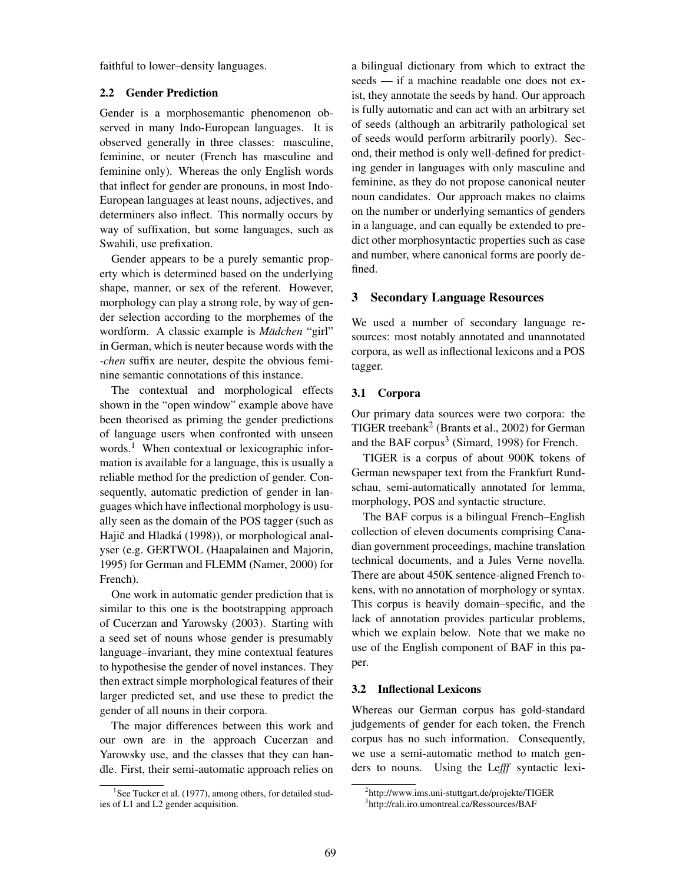faithful to lower–density languages.

### 2.2 Gender Prediction

Gender is a morphosemantic phenomenon observed in many Indo-European languages. It is observed generally in three classes: masculine, feminine, or neuter (French has masculine and feminine only). Whereas the only English words that inflect for gender are pronouns, in most Indo-European languages at least nouns, adjectives, and determiners also inflect. This normally occurs by way of suffixation, but some languages, such as Swahili, use prefixation.

Gender appears to be a purely semantic property which is determined based on the underlying shape, manner, or sex of the referent. However, morphology can play a strong role, by way of gender selection according to the morphemes of the wordform. A classic example is *Mädchen* "girl" in German, which is neuter because words with the *-chen* suffix are neuter, despite the obvious feminine semantic connotations of this instance.

The contextual and morphological effects shown in the "open window" example above have been theorised as priming the gender predictions of language users when confronted with unseen words.[1] When contextual or lexicographic information is available for a language, this is usually a reliable method for the prediction of gender. Consequently, automatic prediction of gender in languages which have inflectional morphology is usually seen as the domain of the POS tagger (such as Hajič and Hladká (1998)), or morphological analyser (e.g. GERTWOL (Haapalainen and Majorin, 1995) for German and FLEMM (Namer, 2000) for French).

One work in automatic gender prediction that is similar to this one is the bootstrapping approach of Cucerzan and Yarowsky (2003). Starting with a seed set of nouns whose gender is presumably language–invariant, they mine contextual features to hypothesise the gender of novel instances. They then extract simple morphological features of their larger predicted set, and use these to predict the gender of all nouns in their corpora.

The major differences between this work and our own are in the approach Cucerzan and Yarowsky use, and the classes that they can handle. First, their semi-automatic approach relies on a bilingual dictionary from which to extract the seeds — if a machine readable one does not exist, they annotate the seeds by hand. Our approach is fully automatic and can act with an arbitrary set of seeds (although an arbitrarily pathological set of seeds would perform arbitrarily poorly). Second, their method is only well-defined for predicting gender in languages with only masculine and feminine, as they do not propose canonical neuter noun candidates. Our approach makes no claims on the number or underlying semantics of genders in a language, and can equally be extended to predict other morphosyntactic properties such as case and number, where canonical forms are poorly defined.

## 3 Secondary Language Resources

We used a number of secondary language resources: most notably annotated and unannotated corpora, as well as inflectional lexicons and a POS tagger.

### 3.1 Corpora

Our primary data sources were two corpora: the TIGER treebank[2] (Brants et al., 2002) for German and the BAF corpus[3] (Simard, 1998) for French.

TIGER is a corpus of about 900K tokens of German newspaper text from the Frankfurt Rundschau, semi-automatically annotated for lemma, morphology, POS and syntactic structure.

The BAF corpus is a bilingual French–English collection of eleven documents comprising Canadian government proceedings, machine translation technical documents, and a Jules Verne novella. There are about 450K sentence-aligned French tokens, with no annotation of morphology or syntax. This corpus is heavily domain–specific, and the lack of annotation provides particular problems, which we explain below. Note that we make no use of the English component of BAF in this paper.

### 3.2 Inflectional Lexicons

Whereas our German corpus has gold-standard judgements of gender for each token, the French corpus has no such information. Consequently, we use a semi-automatic method to match genders to nouns. Using the Le*fff* syntactic lexi-

[1] See Tucker et al. (1977), among others, for detailed studies of L1 and L2 gender acquisition.

[2] http://www.ims.uni-stuttgart.de/projekte/TIGER

[3] http://rali.iro.umontreal.ca/Ressources/BAF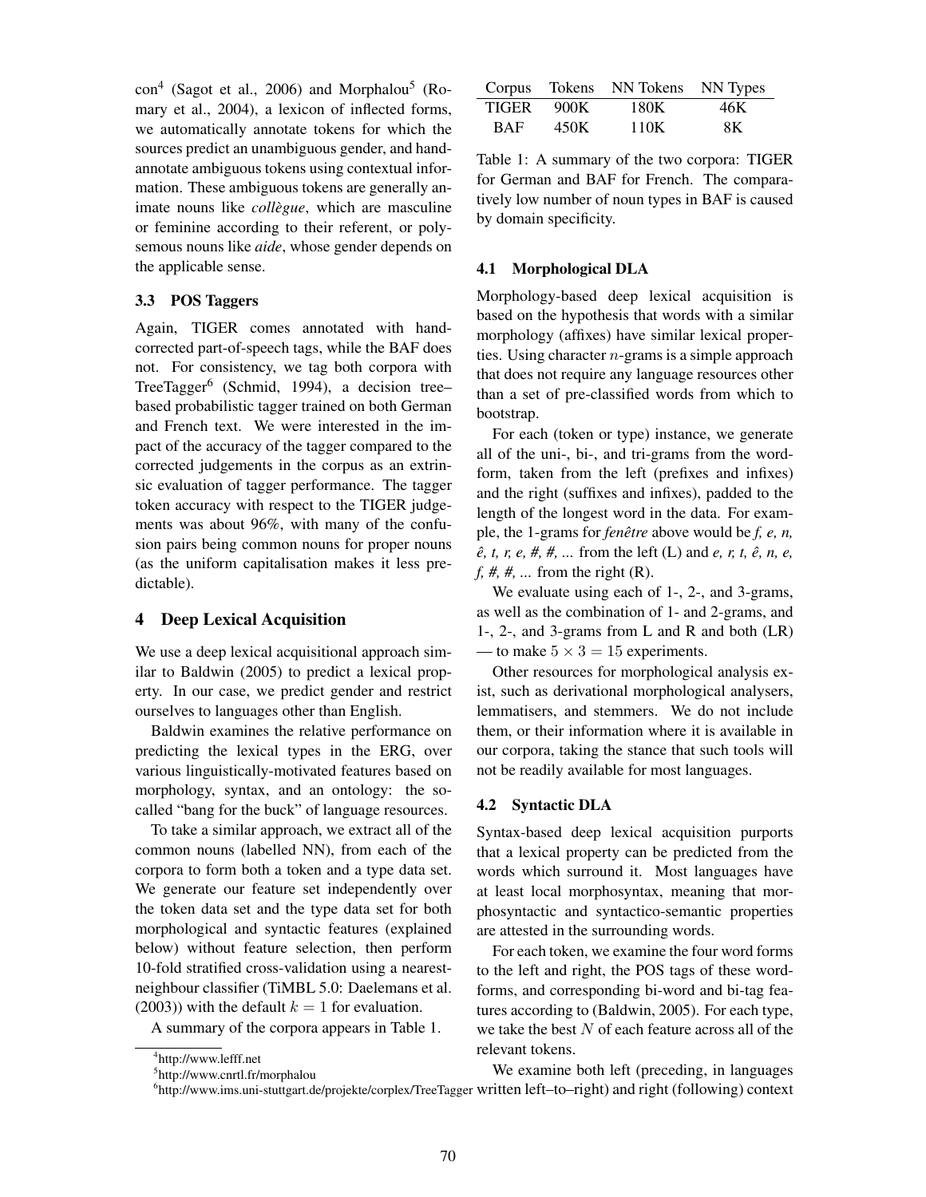con[4] (Sagot et al., 2006) and Morphalou[5] (Romary et al., 2004), a lexicon of inflected forms, we automatically annotate tokens for which the sources predict an unambiguous gender, and hand-annotate ambiguous tokens using contextual information. These ambiguous tokens are generally animate nouns like *collègue*, which are masculine or feminine according to their referent, or polysemous nouns like *aide*, whose gender depends on the applicable sense.

### 3.3 POS Taggers

Again, TIGER comes annotated with hand-corrected part-of-speech tags, while the BAF does not. For consistency, we tag both corpora with TreeTagger[6] (Schmid, 1994), a decision tree–based probabilistic tagger trained on both German and French text. We were interested in the impact of the accuracy of the tagger compared to the corrected judgements in the corpus as an extrinsic evaluation of tagger performance. The tagger token accuracy with respect to the TIGER judgements was about 96%, with many of the confusion pairs being common nouns for proper nouns (as the uniform capitalisation makes it less predictable).

## 4 Deep Lexical Acquisition

We use a deep lexical acquisitional approach similar to Baldwin (2005) to predict a lexical property. In our case, we predict gender and restrict ourselves to languages other than English.

Baldwin examines the relative performance on predicting the lexical types in the ERG, over various linguistically-motivated features based on morphology, syntax, and an ontology: the so-called "bang for the buck" of language resources.

To take a similar approach, we extract all of the common nouns (labelled NN), from each of the corpora to form both a token and a type data set. We generate our feature set independently over the token data set and the type data set for both morphological and syntactic features (explained below) without feature selection, then perform 10-fold stratified cross-validation using a nearest-neighbour classifier (TiMBL 5.0: Daelemans et al. (2003)) with the default $k = 1$ for evaluation.

A summary of the corpora appears in Table 1.

[4] http://www.lefff.net

[5] http://www.cnrtl.fr/morphalou

[6] http://www.ims.uni-stuttgart.de/projekte/corplex/TreeTagger

| Corpus | Tokens | NN Tokens | NN Types |
|---|---|---|---|
| TIGER | 900K | 180K | 46K |
| BAF | 450K | 110K | 8K |

Table 1: A summary of the two corpora: TIGER for German and BAF for French. The comparatively low number of noun types in BAF is caused by domain specificity.

### 4.1 Morphological DLA

Morphology-based deep lexical acquisition is based on the hypothesis that words with a similar morphology (affixes) have similar lexical properties. Using character $n$-grams is a simple approach that does not require any language resources other than a set of pre-classified words from which to bootstrap.

For each (token or type) instance, we generate all of the uni-, bi-, and tri-grams from the wordform, taken from the left (prefixes and infixes) and the right (suffixes and infixes), padded to the length of the longest word in the data. For example, the 1-grams for *fenêtre* above would be *f, e, n, ê, t, r, e, #, #, ...* from the left (L) and *e, r, t, ê, n, e, f, #, #, ...* from the right (R).

We evaluate using each of 1-, 2-, and 3-grams, as well as the combination of 1- and 2-grams, and 1-, 2-, and 3-grams from L and R and both (LR) — to make $5 \times 3 = 15$ experiments.

Other resources for morphological analysis exist, such as derivational morphological analysers, lemmatisers, and stemmers. We do not include them, or their information where it is available in our corpora, taking the stance that such tools will not be readily available for most languages.

### 4.2 Syntactic DLA

Syntax-based deep lexical acquisition purports that a lexical property can be predicted from the words which surround it. Most languages have at least local morphosyntax, meaning that morphosyntactic and syntactico-semantic properties are attested in the surrounding words.

For each token, we examine the four word forms to the left and right, the POS tags of these wordforms, and corresponding bi-word and bi-tag features according to (Baldwin, 2005). For each type, we take the best $N$ of each feature across all of the relevant tokens.

We examine both left (preceding, in languages written left–to–right) and right (following) context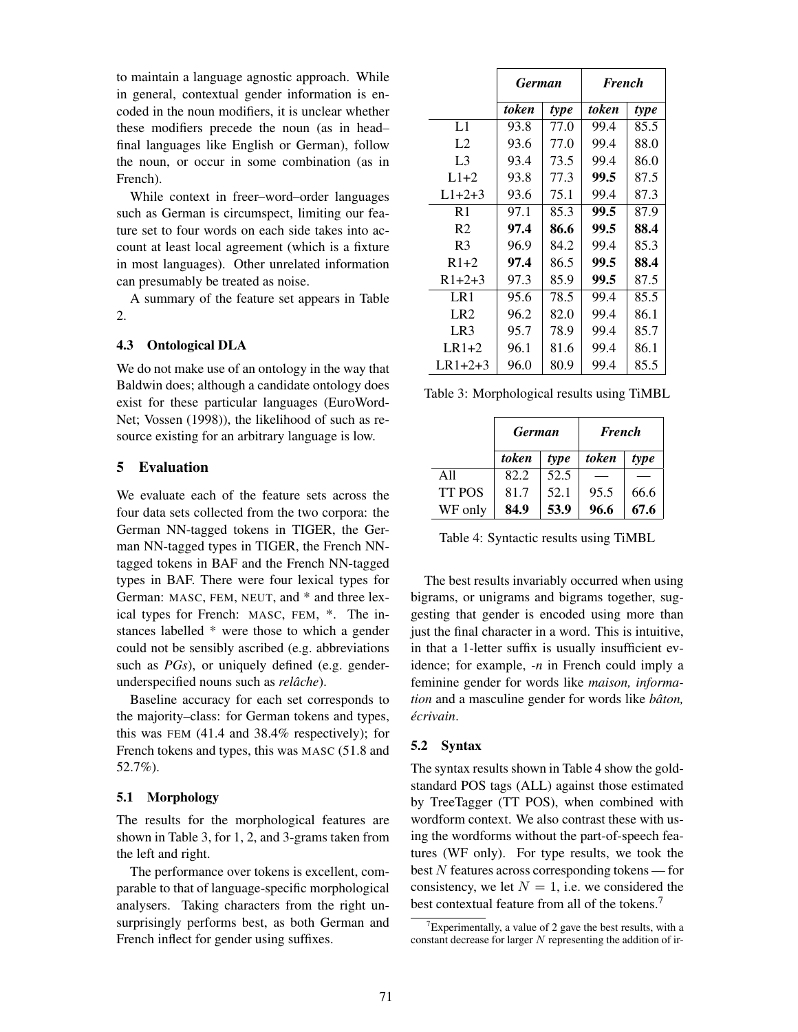to maintain a language agnostic approach. While in general, contextual gender information is encoded in the noun modifiers, it is unclear whether these modifiers precede the noun (as in head–final languages like English or German), follow the noun, or occur in some combination (as in French).

While context in freer–word–order languages such as German is circumspect, limiting our feature set to four words on each side takes into account at least local agreement (which is a fixture in most languages). Other unrelated information can presumably be treated as noise.

A summary of the feature set appears in Table 2.

### 4.3 Ontological DLA

We do not make use of an ontology in the way that Baldwin does; although a candidate ontology does exist for these particular languages (EuroWordNet; Vossen (1998)), the likelihood of such as resource existing for an arbitrary language is low.

## 5 Evaluation

We evaluate each of the feature sets across the four data sets collected from the two corpora: the German NN-tagged tokens in TIGER, the German NN-tagged types in TIGER, the French NN-tagged tokens in BAF and the French NN-tagged types in BAF. There were four lexical types for German: MASC, FEM, NEUT, and * and three lexical types for French: MASC, FEM, *. The instances labelled * were those to which a gender could not be sensibly ascribed (e.g. abbreviations such as *PGs*), or uniquely defined (e.g. gender-underspecified nouns such as *relâche*).

Baseline accuracy for each set corresponds to the majority–class: for German tokens and types, this was FEM (41.4 and 38.4% respectively); for French tokens and types, this was MASC (51.8 and 52.7%).

### 5.1 Morphology

The results for the morphological features are shown in Table 3, for 1, 2, and 3-grams taken from the left and right.

The performance over tokens is excellent, comparable to that of language-specific morphological analysers. Taking characters from the right unsurprisingly performs best, as both German and French inflect for gender using suffixes.

| | ***German*** | | ***French*** | |
|---|---|---|---|---|
| | ***token*** | ***type*** | ***token*** | ***type*** |
| L1 | 93.8 | 77.0 | 99.4 | 85.5 |
| L2 | 93.6 | 77.0 | 99.4 | 88.0 |
| L3 | 93.4 | 73.5 | 99.4 | 86.0 |
| L1+2 | 93.8 | 77.3 | **99.5** | 87.5 |
| L1+2+3 | 93.6 | 75.1 | 99.4 | 87.3 |
| R1 | 97.1 | 85.3 | **99.5** | 87.9 |
| R2 | **97.4** | **86.6** | **99.5** | **88.4** |
| R3 | 96.9 | 84.2 | 99.4 | 85.3 |
| R1+2 | **97.4** | 86.5 | **99.5** | **88.4** |
| R1+2+3 | 97.3 | 85.9 | **99.5** | 87.5 |
| LR1 | 95.6 | 78.5 | 99.4 | 85.5 |
| LR2 | 96.2 | 82.0 | 99.4 | 86.1 |
| LR3 | 95.7 | 78.9 | 99.4 | 85.7 |
| LR1+2 | 96.1 | 81.6 | 99.4 | 86.1 |
| LR1+2+3 | 96.0 | 80.9 | 99.4 | 85.5 |

Table 3: Morphological results using TiMBL

| | ***German*** | | ***French*** | |
|---|---|---|---|---|
| | ***token*** | ***type*** | ***token*** | ***type*** |
| All | 82.2 | 52.5 | — | — |
| TT POS | 81.7 | 52.1 | 95.5 | 66.6 |
| WF only | **84.9** | **53.9** | **96.6** | **67.6** |

Table 4: Syntactic results using TiMBL

The best results invariably occurred when using bigrams, or unigrams and bigrams together, suggesting that gender is encoded using more than just the final character in a word. This is intuitive, in that a 1-letter suffix is usually insufficient evidence; for example, *-n* in French could imply a feminine gender for words like *maison, information* and a masculine gender for words like *bâton, écrivain*.

### 5.2 Syntax

The syntax results shown in Table 4 show the gold-standard POS tags (ALL) against those estimated by TreeTagger (TT POS), when combined with wordform context. We also contrast these with using the wordforms without the part-of-speech features (WF only). For type results, we took the best $N$ features across corresponding tokens — for consistency, we let $N = 1$, i.e. we considered the best contextual feature from all of the tokens.[7]

[7]Experimentally, a value of 2 gave the best results, with a constant decrease for larger $N$ representing the addition of ir-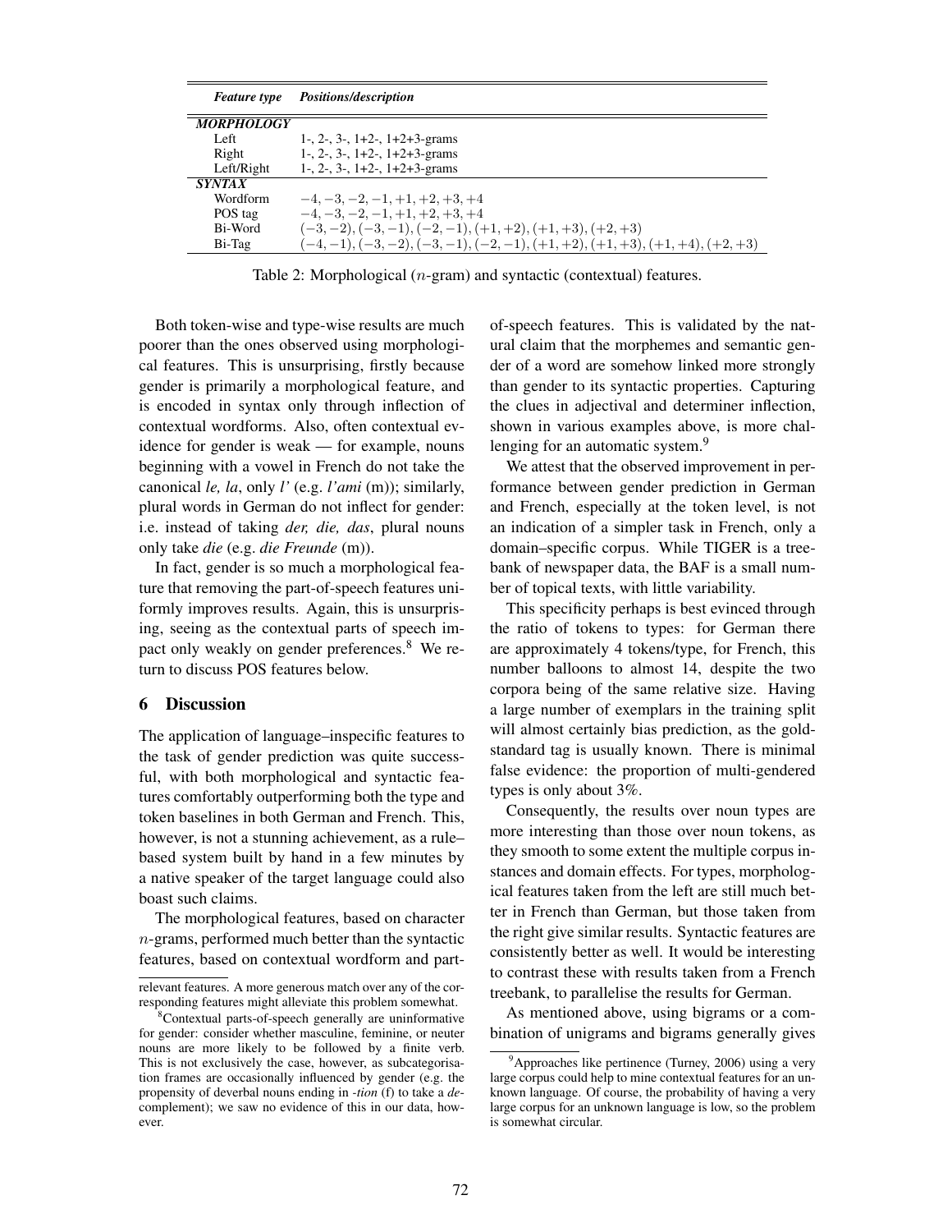| *Feature type* | *Positions/description* |
|---|---|
| ***MORPHOLOGY*** | |
| Left | 1-, 2-, 3-, 1+2-, 1+2+3-grams |
| Right | 1-, 2-, 3-, 1+2-, 1+2+3-grams |
| Left/Right | 1-, 2-, 3-, 1+2-, 1+2+3-grams |
| ***SYNTAX*** | |
| Wordform | $-4, -3, -2, -1, +1, +2, +3, +4$ |
| POS tag | $-4, -3, -2, -1, +1, +2, +3, +4$ |
| Bi-Word | $(-3, -2), (-3, -1), (-2, -1), (+1, +2), (+1, +3), (+2, +3)$ |
| Bi-Tag | $(-4, -1), (-3, -2), (-3, -1), (-2, -1), (+1, +2), (+1, +3), (+1, +4), (+2, +3)$ |

Table 2: Morphological ($n$-gram) and syntactic (contextual) features.

Both token-wise and type-wise results are much poorer than the ones observed using morphological features. This is unsurprising, firstly because gender is primarily a morphological feature, and is encoded in syntax only through inflection of contextual wordforms. Also, often contextual evidence for gender is weak — for example, nouns beginning with a vowel in French do not take the canonical *le, la*, only *l'* (e.g. *l'ami* (m)); similarly, plural words in German do not inflect for gender: i.e. instead of taking *der, die, das*, plural nouns only take *die* (e.g. *die Freunde* (m)).

In fact, gender is so much a morphological feature that removing the part-of-speech features uniformly improves results. Again, this is unsurprising, seeing as the contextual parts of speech impact only weakly on gender preferences.[8] We return to discuss POS features below.

## 6 Discussion

The application of language–inspecific features to the task of gender prediction was quite successful, with both morphological and syntactic features comfortably outperforming both the type and token baselines in both German and French. This, however, is not a stunning achievement, as a rule–based system built by hand in a few minutes by a native speaker of the target language could also boast such claims.

The morphological features, based on character $n$-grams, performed much better than the syntactic features, based on contextual wordform and part-of-speech features. This is validated by the natural claim that the morphemes and semantic gender of a word are somehow linked more strongly than gender to its syntactic properties. Capturing the clues in adjectival and determiner inflection, shown in various examples above, is more challenging for an automatic system.[9]

We attest that the observed improvement in performance between gender prediction in German and French, especially at the token level, is not an indication of a simpler task in French, only a domain–specific corpus. While TIGER is a treebank of newspaper data, the BAF is a small number of topical texts, with little variability.

This specificity perhaps is best evinced through the ratio of tokens to types: for German there are approximately 4 tokens/type, for French, this number balloons to almost 14, despite the two corpora being of the same relative size. Having a large number of exemplars in the training split will almost certainly bias prediction, as the gold-standard tag is usually known. There is minimal false evidence: the proportion of multi-gendered types is only about 3%.

Consequently, the results over noun types are more interesting than those over noun tokens, as they smooth to some extent the multiple corpus instances and domain effects. For types, morphological features taken from the left are still much better in French than German, but those taken from the right give similar results. Syntactic features are consistently better as well. It would be interesting to contrast these with results taken from a French treebank, to parallelise the results for German.

As mentioned above, using bigrams or a combination of unigrams and bigrams generally gives

relevant features. A more generous match over any of the corresponding features might alleviate this problem somewhat.

[8] Contextual parts-of-speech generally are uninformative for gender: consider whether masculine, feminine, or neuter nouns are more likely to be followed by a finite verb. This is not exclusively the case, however, as subcategorisation frames are occasionally influenced by gender (e.g. the propensity of deverbal nouns ending in *-tion* (f) to take a *de*-complement); we saw no evidence of this in our data, however.

[9] Approaches like pertinence (Turney, 2006) using a very large corpus could help to mine contextual features for an unknown language. Of course, the probability of having a very large corpus for an unknown language is low, so the problem is somewhat circular.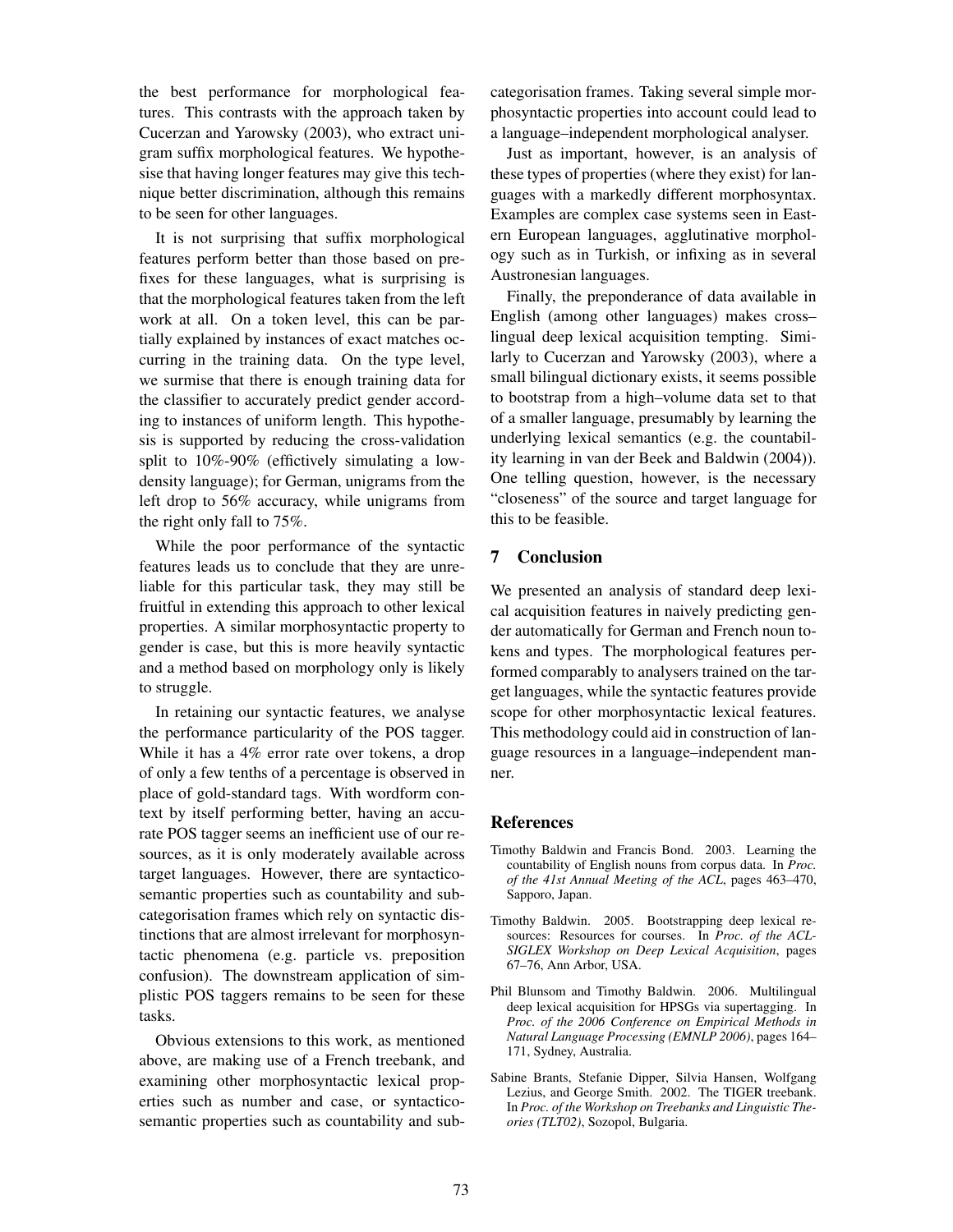the best performance for morphological features. This contrasts with the approach taken by Cucerzan and Yarowsky (2003), who extract unigram suffix morphological features. We hypothesise that having longer features may give this technique better discrimination, although this remains to be seen for other languages.

It is not surprising that suffix morphological features perform better than those based on prefixes for these languages, what is surprising is that the morphological features taken from the left work at all. On a token level, this can be partially explained by instances of exact matches occurring in the training data. On the type level, we surmise that there is enough training data for the classifier to accurately predict gender according to instances of uniform length. This hypothesis is supported by reducing the cross-validation split to 10%-90% (effictively simulating a low-density language); for German, unigrams from the left drop to 56% accuracy, while unigrams from the right only fall to 75%.

While the poor performance of the syntactic features leads us to conclude that they are unreliable for this particular task, they may still be fruitful in extending this approach to other lexical properties. A similar morphosyntactic property to gender is case, but this is more heavily syntactic and a method based on morphology only is likely to struggle.

In retaining our syntactic features, we analyse the performance particularity of the POS tagger. While it has a 4% error rate over tokens, a drop of only a few tenths of a percentage is observed in place of gold-standard tags. With wordform context by itself performing better, having an accurate POS tagger seems an inefficient use of our resources, as it is only moderately available across target languages. However, there are syntactico-semantic properties such as countability and subcategorisation frames which rely on syntactic distinctions that are almost irrelevant for morphosyntactic phenomena (e.g. particle vs. preposition confusion). The downstream application of simplistic POS taggers remains to be seen for these tasks.

Obvious extensions to this work, as mentioned above, are making use of a French treebank, and examining other morphosyntactic lexical properties such as number and case, or syntactico-semantic properties such as countability and subcategorisation frames. Taking several simple morphosyntactic properties into account could lead to a language–independent morphological analyser.

Just as important, however, is an analysis of these types of properties (where they exist) for languages with a markedly different morphosyntax. Examples are complex case systems seen in Eastern European languages, agglutinative morphology such as in Turkish, or infixing as in several Austronesian languages.

Finally, the preponderance of data available in English (among other languages) makes cross–lingual deep lexical acquisition tempting. Similarly to Cucerzan and Yarowsky (2003), where a small bilingual dictionary exists, it seems possible to bootstrap from a high–volume data set to that of a smaller language, presumably by learning the underlying lexical semantics (e.g. the countability learning in van der Beek and Baldwin (2004)). One telling question, however, is the necessary "closeness" of the source and target language for this to be feasible.

## 7 Conclusion

We presented an analysis of standard deep lexical acquisition features in naively predicting gender automatically for German and French noun tokens and types. The morphological features performed comparably to analysers trained on the target languages, while the syntactic features provide scope for other morphosyntactic lexical features. This methodology could aid in construction of language resources in a language–independent manner.

## References

Timothy Baldwin and Francis Bond. 2003. Learning the countability of English nouns from corpus data. In *Proc. of the 41st Annual Meeting of the ACL*, pages 463–470, Sapporo, Japan.

Timothy Baldwin. 2005. Bootstrapping deep lexical resources: Resources for courses. In *Proc. of the ACL-SIGLEX Workshop on Deep Lexical Acquisition*, pages 67–76, Ann Arbor, USA.

Phil Blunsom and Timothy Baldwin. 2006. Multilingual deep lexical acquisition for HPSGs via supertagging. In *Proc. of the 2006 Conference on Empirical Methods in Natural Language Processing (EMNLP 2006)*, pages 164–171, Sydney, Australia.

Sabine Brants, Stefanie Dipper, Silvia Hansen, Wolfgang Lezius, and George Smith. 2002. The TIGER treebank. In *Proc. of the Workshop on Treebanks and Linguistic Theories (TLT02)*, Sozopol, Bulgaria.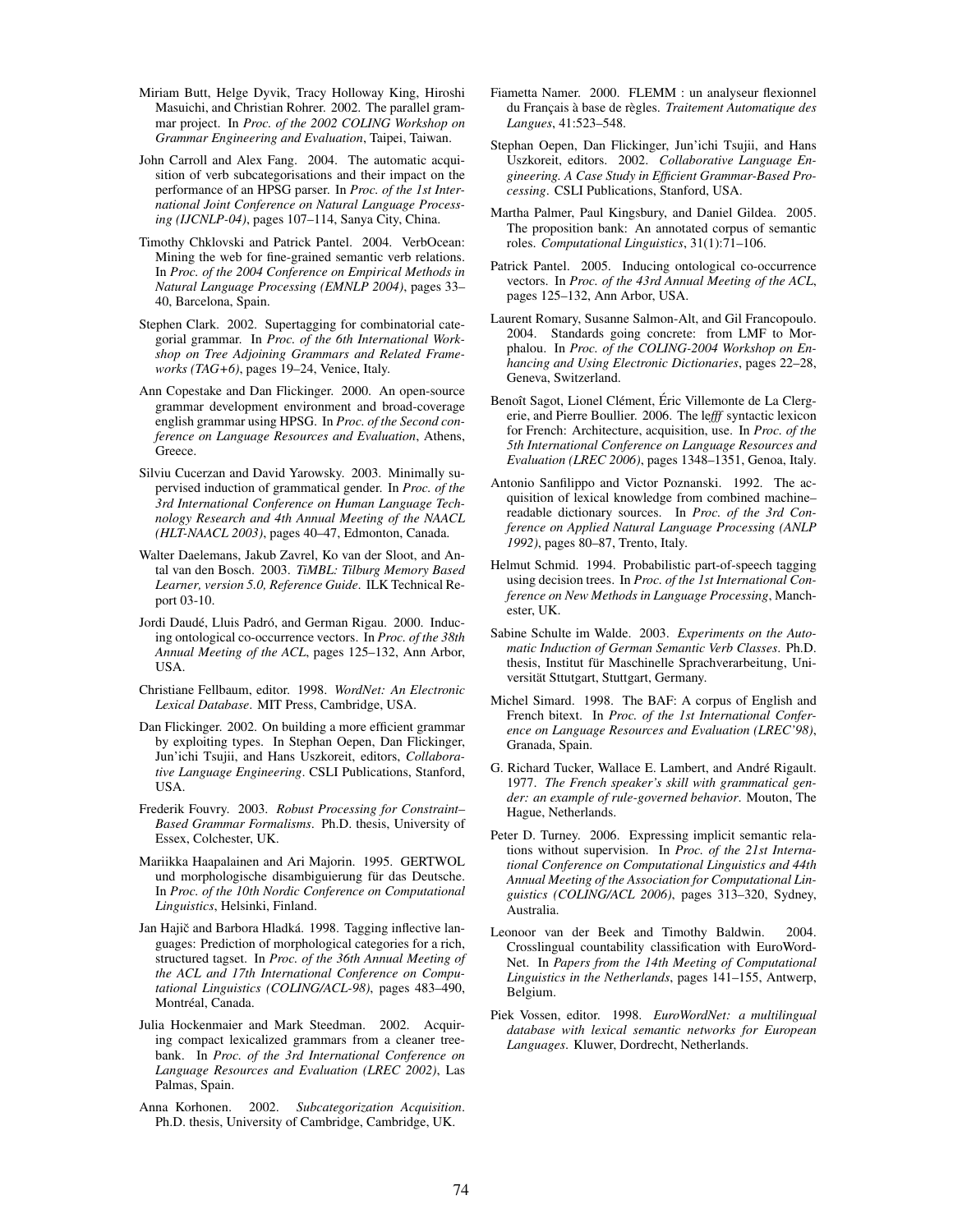Miriam Butt, Helge Dyvik, Tracy Holloway King, Hiroshi Masuichi, and Christian Rohrer. 2002. The parallel grammar project. In *Proc. of the 2002 COLING Workshop on Grammar Engineering and Evaluation*, Taipei, Taiwan.

John Carroll and Alex Fang. 2004. The automatic acquisition of verb subcategorisations and their impact on the performance of an HPSG parser. In *Proc. of the 1st International Joint Conference on Natural Language Processing (IJCNLP-04)*, pages 107–114, Sanya City, China.

Timothy Chklovski and Patrick Pantel. 2004. VerbOcean: Mining the web for fine-grained semantic verb relations. In *Proc. of the 2004 Conference on Empirical Methods in Natural Language Processing (EMNLP 2004)*, pages 33–40, Barcelona, Spain.

Stephen Clark. 2002. Supertagging for combinatorial categorial grammar. In *Proc. of the 6th International Workshop on Tree Adjoining Grammars and Related Frameworks (TAG+6)*, pages 19–24, Venice, Italy.

Ann Copestake and Dan Flickinger. 2000. An open-source grammar development environment and broad-coverage english grammar using HPSG. In *Proc. of the Second conference on Language Resources and Evaluation*, Athens, Greece.

Silviu Cucerzan and David Yarowsky. 2003. Minimally supervised induction of grammatical gender. In *Proc. of the 3rd International Conference on Human Language Technology Research and 4th Annual Meeting of the NAACL (HLT-NAACL 2003)*, pages 40–47, Edmonton, Canada.

Walter Daelemans, Jakub Zavrel, Ko van der Sloot, and Antal van den Bosch. 2003. *TiMBL: Tilburg Memory Based Learner, version 5.0, Reference Guide*. ILK Technical Report 03-10.

Jordi Daudé, Lluis Padró, and German Rigau. 2000. Inducing ontological co-occurrence vectors. In *Proc. of the 38th Annual Meeting of the ACL*, pages 125–132, Ann Arbor, USA.

Christiane Fellbaum, editor. 1998. *WordNet: An Electronic Lexical Database*. MIT Press, Cambridge, USA.

Dan Flickinger. 2002. On building a more efficient grammar by exploiting types. In Stephan Oepen, Dan Flickinger, Jun'ichi Tsujii, and Hans Uszkoreit, editors, *Collaborative Language Engineering*. CSLI Publications, Stanford, USA.

Frederik Fouvry. 2003. *Robust Processing for Constraint–Based Grammar Formalisms*. Ph.D. thesis, University of Essex, Colchester, UK.

Mariikka Haapalainen and Ari Majorin. 1995. GERTWOL und morphologische disambiguierung für das Deutsche. In *Proc. of the 10th Nordic Conference on Computational Linguistics*, Helsinki, Finland.

Jan Hajič and Barbora Hladká. 1998. Tagging inflective languages: Prediction of morphological categories for a rich, structured tagset. In *Proc. of the 36th Annual Meeting of the ACL and 17th International Conference on Computational Linguistics (COLING/ACL-98)*, pages 483–490, Montréal, Canada.

Julia Hockenmaier and Mark Steedman. 2002. Acquiring compact lexicalized grammars from a cleaner treebank. In *Proc. of the 3rd International Conference on Language Resources and Evaluation (LREC 2002)*, Las Palmas, Spain.

Anna Korhonen. 2002. *Subcategorization Acquisition*. Ph.D. thesis, University of Cambridge, Cambridge, UK.

Fiametta Namer. 2000. FLEMM : un analyseur flexionnel du Français à base de règles. *Traitement Automatique des Langues*, 41:523–548.

Stephan Oepen, Dan Flickinger, Jun'ichi Tsujii, and Hans Uszkoreit, editors. 2002. *Collaborative Language Engineering. A Case Study in Efficient Grammar-Based Processing*. CSLI Publications, Stanford, USA.

Martha Palmer, Paul Kingsbury, and Daniel Gildea. 2005. The proposition bank: An annotated corpus of semantic roles. *Computational Linguistics*, 31(1):71–106.

Patrick Pantel. 2005. Inducing ontological co-occurrence vectors. In *Proc. of the 43rd Annual Meeting of the ACL*, pages 125–132, Ann Arbor, USA.

Laurent Romary, Susanne Salmon-Alt, and Gil Francopoulo. 2004. Standards going concrete: from LMF to Morphalou. In *Proc. of the COLING-2004 Workshop on Enhancing and Using Electronic Dictionaries*, pages 22–28, Geneva, Switzerland.

Benoît Sagot, Lionel Clément, Éric Villemonte de La Clergerie, and Pierre Boullier. 2006. The le*fff* syntactic lexicon for French: Architecture, acquisition, use. In *Proc. of the 5th International Conference on Language Resources and Evaluation (LREC 2006)*, pages 1348–1351, Genoa, Italy.

Antonio Sanfilippo and Victor Poznanski. 1992. The acquisition of lexical knowledge from combined machine–readable dictionary sources. In *Proc. of the 3rd Conference on Applied Natural Language Processing (ANLP 1992)*, pages 80–87, Trento, Italy.

Helmut Schmid. 1994. Probabilistic part-of-speech tagging using decision trees. In *Proc. of the 1st International Conference on New Methods in Language Processing*, Manchester, UK.

Sabine Schulte im Walde. 2003. *Experiments on the Automatic Induction of German Semantic Verb Classes*. Ph.D. thesis, Institut für Maschinelle Sprachverarbeitung, Universität Sttutgart, Stuttgart, Germany.

Michel Simard. 1998. The BAF: A corpus of English and French bitext. In *Proc. of the 1st International Conference on Language Resources and Evaluation (LREC'98)*, Granada, Spain.

G. Richard Tucker, Wallace E. Lambert, and André Rigault. 1977. *The French speaker's skill with grammatical gender: an example of rule-governed behavior*. Mouton, The Hague, Netherlands.

Peter D. Turney. 2006. Expressing implicit semantic relations without supervision. In *Proc. of the 21st International Conference on Computational Linguistics and 44th Annual Meeting of the Association for Computational Linguistics (COLING/ACL 2006)*, pages 313–320, Sydney, Australia.

Leonoor van der Beek and Timothy Baldwin. 2004. Crosslingual countability classification with EuroWordNet. In *Papers from the 14th Meeting of Computational Linguistics in the Netherlands*, pages 141–155, Antwerp, Belgium.

Piek Vossen, editor. 1998. *EuroWordNet: a multilingual database with lexical semantic networks for European Languages*. Kluwer, Dordrecht, Netherlands.